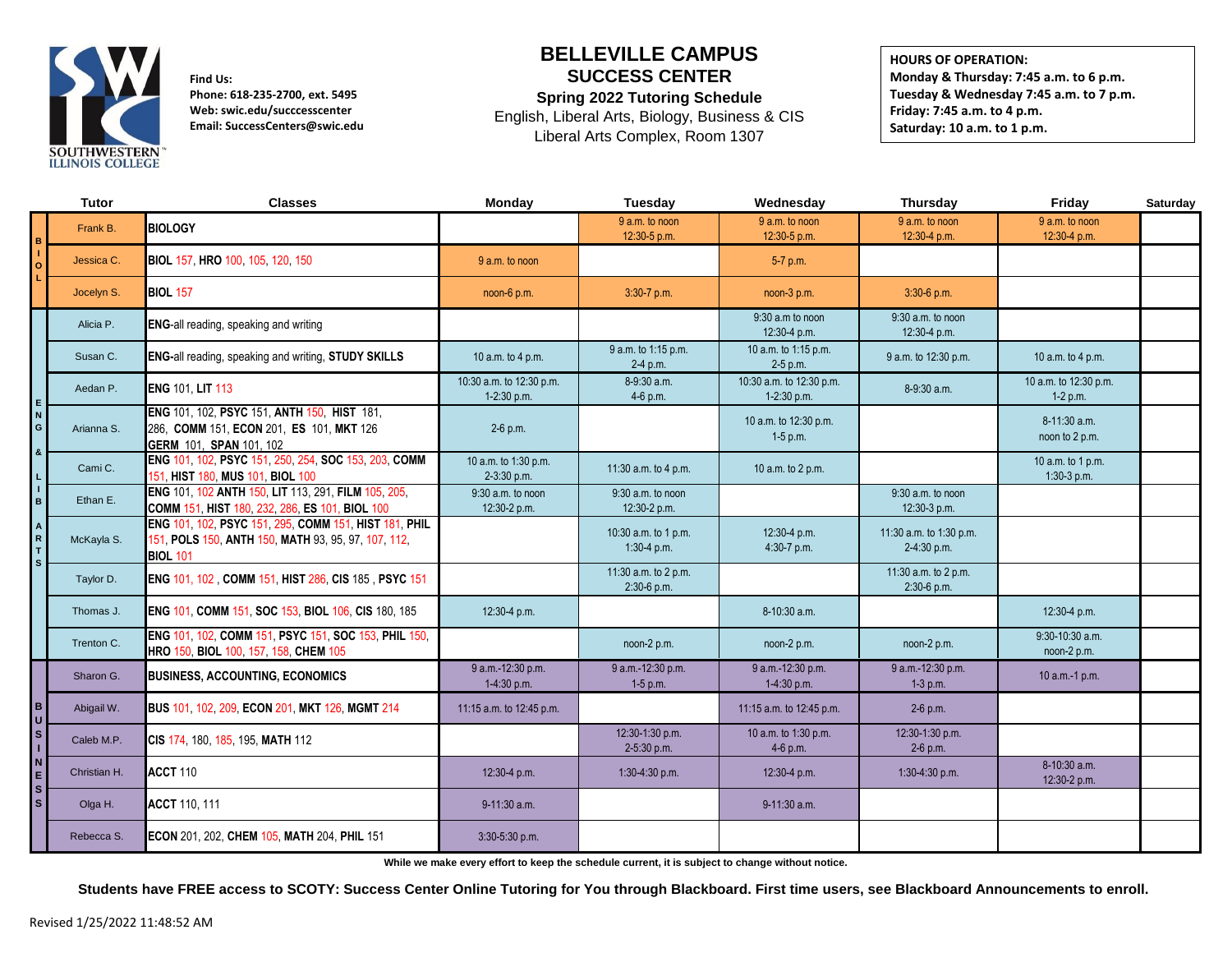SOUTHWESTERN ILLINOIS COLLEGE

**Find Us:**
**Phone: 618-235-2700, ext. 5495**
**Web: swic.edu/succcesscenter**
**Email: SuccessCenters@swic.edu**

# BELLEVILLE CAMPUS
## SUCCESS CENTER
### Spring 2022 Tutoring Schedule

English, Liberal Arts, Biology, Business & CIS
Liberal Arts Complex, Room 1307

**HOURS OF OPERATION:**
**Monday & Thursday: 7:45 a.m. to 6 p.m.**
**Tuesday & Wednesday 7:45 a.m. to 7 p.m.**
**Friday: 7:45 a.m. to 4 p.m.**
**Saturday: 10 a.m. to 1 p.m.**

| | Tutor | Classes | Monday | Tuesday | Wednesday | Thursday | Friday | Saturday |
|---|---|---|---|---|---|---|---|---|
| BIOL | Frank B. | **BIOLOGY** | | 9 a.m. to noon 12:30-5 p.m. | 9 a.m. to noon 12:30-5 p.m. | 9 a.m. to noon 12:30-4 p.m. | 9 a.m. to noon 12:30-4 p.m. | |
| BIOL | Jessica C. | **BIOL** 157, **HRO** 100, 105, 120, 150 | 9 a.m. to noon | | 5-7 p.m. | | | |
| BIOL | Jocelyn S. | **BIOL** 157 | noon-6 p.m. | 3:30-7 p.m. | noon-3 p.m. | 3:30-6 p.m. | | |
| ENG & LIB ARTS | Alicia P. | **ENG**-all reading, speaking and writing | | | 9:30 a.m to noon 12:30-4 p.m. | 9:30 a.m. to noon 12:30-4 p.m. | | |
| ENG & LIB ARTS | Susan C. | **ENG-**all reading, speaking and writing, **STUDY SKILLS** | 10 a.m. to 4 p.m. | 9 a.m. to 1:15 p.m. 2-4 p.m. | 10 a.m. to 1:15 p.m. 2-5 p.m. | 9 a.m. to 12:30 p.m. | 10 a.m. to 4 p.m. | |
| ENG & LIB ARTS | Aedan P. | **ENG** 101, **LIT** 113 | 10:30 a.m. to 12:30 p.m. 1-2:30 p.m. | 8-9:30 a.m. 4-6 p.m. | 10:30 a.m. to 12:30 p.m. 1-2:30 p.m. | 8-9:30 a.m. | 10 a.m. to 12:30 p.m. 1-2 p.m. | |
| ENG & LIB ARTS | Arianna S. | **ENG** 101, 102, **PSYC** 151, **ANTH** 150, **HIST** 181, 286, **COMM** 151, **ECON** 201, **ES** 101, **MKT** 126 **GERM** 101, **SPAN** 101, 102 | 2-6 p.m. | | 10 a.m. to 12:30 p.m. 1-5 p.m. | | 8-11:30 a.m. noon to 2 p.m. | |
| ENG & LIB ARTS | Cami C. | **ENG** 101, 102, **PSYC** 151, 250, 254, **SOC** 153, 203, **COMM** 151, **HIST** 180, **MUS** 101, **BIOL** 100 | 10 a.m. to 1:30 p.m. 2-3:30 p.m. | 11:30 a.m. to 4 p.m. | 10 a.m. to 2 p.m. | | 10 a.m. to 1 p.m. 1:30-3 p.m. | |
| ENG & LIB ARTS | Ethan E. | **ENG** 101, 102 **ANTH** 150, **LIT** 113, 291, **FILM** 105, 205, **COMM** 151, **HIST** 180, 232, 286, **ES** 101, **BIOL** 100 | 9:30 a.m. to noon 12:30-2 p.m. | 9:30 a.m. to noon 12:30-2 p.m. | | 9:30 a.m. to noon 12:30-3 p.m. | | |
| ENG & LIB ARTS | McKayla S. | **ENG** 101, 102, **PSYC** 151, 295, **COMM** 151, **HIST** 181, **PHIL** 151, **POLS** 150, **ANTH** 150, **MATH** 93, 95, 97, 107, 112, **BIOL** 101 | | 10:30 a.m. to 1 p.m. 1:30-4 p.m. | 12:30-4 p.m. 4:30-7 p.m. | 11:30 a.m. to 1:30 p.m. 2-4:30 p.m. | | |
| ENG & LIB ARTS | Taylor D. | **ENG** 101, 102 , **COMM** 151, **HIST** 286, **CIS** 185 , **PSYC** 151 | | 11:30 a.m. to 2 p.m. 2:30-6 p.m. | | 11:30 a.m. to 2 p.m. 2:30-6 p.m. | | |
| ENG & LIB ARTS | Thomas J. | **ENG** 101, **COMM** 151, **SOC** 153, **BIOL** 106, **CIS** 180, 185 | 12:30-4 p.m. | | 8-10:30 a.m. | | 12:30-4 p.m. | |
| ENG & LIB ARTS | Trenton C. | **ENG** 101, 102, **COMM** 151, **PSYC** 151, **SOC** 153, **PHIL** 150, **HRO** 150, **BIOL** 100, 157, 158, **CHEM** 105 | | noon-2 p.m. | noon-2 p.m. | noon-2 p.m. | 9:30-10:30 a.m. noon-2 p.m. | |
| BUSINESS | Sharon G. | **BUSINESS, ACCOUNTING, ECONOMICS** | 9 a.m.-12:30 p.m. 1-4:30 p.m. | 9 a.m.-12:30 p.m. 1-5 p.m. | 9 a.m.-12:30 p.m. 1-4:30 p.m. | 9 a.m.-12:30 p.m. 1-3 p.m. | 10 a.m.-1 p.m. | |
| BUSINESS | Abigail W. | **BUS** 101, 102, 209, **ECON** 201, **MKT** 126, **MGMT** 214 | 11:15 a.m. to 12:45 p.m. | | 11:15 a.m. to 12:45 p.m. | 2-6 p.m. | | |
| BUSINESS | Caleb M.P. | **CIS** 174, 180, 185, 195, **MATH** 112 | | 12:30-1:30 p.m. 2-5:30 p.m. | 10 a.m. to 1:30 p.m. 4-6 p.m. | 12:30-1:30 p.m. 2-6 p.m. | | |
| BUSINESS | Christian H. | **ACCT** 110 | 12:30-4 p.m. | 1:30-4:30 p.m. | 12:30-4 p.m. | 1:30-4:30 p.m. | 8-10:30 a.m. 12:30-2 p.m. | |
| BUSINESS | Olga H. | **ACCT** 110, 111 | 9-11:30 a.m. | | 9-11:30 a.m. | | | |
| BUSINESS | Rebecca S. | **ECON** 201, 202, **CHEM** 105, **MATH** 204, **PHIL** 151 | 3:30-5:30 p.m. | | | | | |

**While we make every effort to keep the schedule current, it is subject to change without notice.**

**Students have FREE access to SCOTY: Success Center Online Tutoring for You through Blackboard. First time users, see Blackboard Announcements to enroll.**

Revised 1/25/2022 11:48:52 AM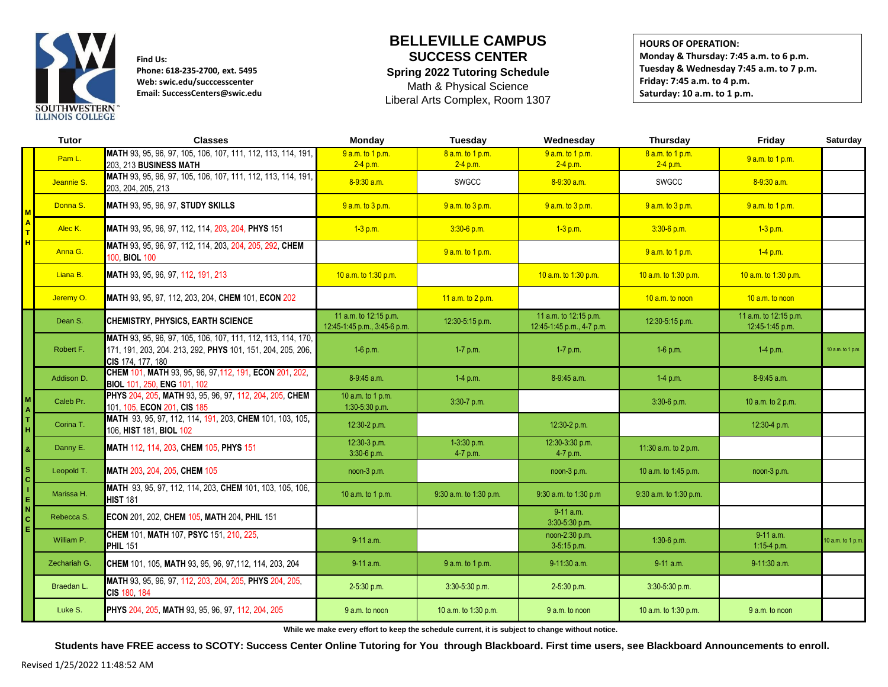SOUTHWESTERN ILLINOIS COLLEGE

**Find Us:**
**Phone: 618-235-2700, ext. 5495**
**Web: swic.edu/succcesscenter**
**Email: SuccessCenters@swic.edu**

## BELLEVILLE CAMPUS
### SUCCESS CENTER
**Spring 2022 Tutoring Schedule**

Math & Physical Science
Liberal Arts Complex, Room 1307

**HOURS OF OPERATION:**
**Monday & Thursday: 7:45 a.m. to 6 p.m.**
**Tuesday & Wednesday 7:45 a.m. to 7 p.m.**
**Friday: 7:45 a.m. to 4 p.m.**
**Saturday: 10 a.m. to 1 p.m.**

| | Tutor | Classes | Monday | Tuesday | Wednesday | Thursday | Friday | Saturday |
|---|---|---|---|---|---|---|---|---|
| MATH | Pam L. | **MATH** 93, 95, 96, 97, 105, 106, 107, 111, 112, 113, 114, 191, 203, 213 **BUSINESS MATH** | 9 a.m. to 1 p.m. 2-4 p.m. | 8 a.m. to 1 p.m. 2-4 p.m. | 9 a.m. to 1 p.m. 2-4 p.m. | 8 a.m. to 1 p.m. 2-4 p.m. | 9 a.m. to 1 p.m. | |
| MATH | Jeannie S. | **MATH** 93, 95, 96, 97, 105, 106, 107, 111, 112, 113, 114, 191, 203, 204, 205, 213 | 8-9:30 a.m. | SWGCC | 8-9:30 a.m. | SWGCC | 8-9:30 a.m. | |
| MATH | Donna S. | **MATH** 93, 95, 96, 97, **STUDY SKILLS** | 9 a.m. to 3 p.m. | 9 a.m. to 3 p.m. | 9 a.m. to 3 p.m. | 9 a.m. to 3 p.m. | 9 a.m. to 1 p.m. | |
| MATH | Alec K. | **MATH** 93, 95, 96, 97, 112, 114, 203, 204, **PHYS** 151 | 1-3 p.m. | 3:30-6 p.m. | 1-3 p.m. | 3:30-6 p.m. | 1-3 p.m. | |
| MATH | Anna G. | **MATH** 93, 95, 96, 97, 112, 114, 203, 204, 205, 292, **CHEM** 100, **BIOL** 100 | | 9 a.m. to 1 p.m. | | 9 a.m. to 1 p.m. | 1-4 p.m. | |
| MATH | Liana B. | **MATH** 93, 95, 96, 97, 112, 191, 213 | 10 a.m. to 1:30 p.m. | | 10 a.m. to 1:30 p.m. | 10 a.m. to 1:30 p.m. | 10 a.m. to 1:30 p.m. | |
| MATH | Jeremy O. | **MATH** 93, 95, 97, 112, 203, 204, **CHEM** 101, **ECON** 202 | | 11 a.m. to 2 p.m. | | 10 a.m. to noon | 10 a.m. to noon | |
| MATH & SCIENCE | Dean S. | **CHEMISTRY, PHYSICS, EARTH SCIENCE** | 11 a.m. to 12:15 p.m. 12:45-1:45 p.m., 3:45-6 p.m. | 12:30-5:15 p.m. | 11 a.m. to 12:15 p.m. 12:45-1:45 p.m., 4-7 p.m. | 12:30-5:15 p.m. | 11 a.m. to 12:15 p.m. 12:45-1:45 p.m. | |
| MATH & SCIENCE | Robert F. | **MATH** 93, 95, 96, 97, 105, 106, 107, 111, 112, 113, 114, 170, 171, 191, 203, 204. 213, 292, **PHYS** 101, 151, 204, 205, 206, **CIS** 174, 177, 180 | 1-6 p.m. | 1-7 p.m. | 1-7 p.m. | 1-6 p.m. | 1-4 p.m. | 10 a.m. to 1 p.m. |
| MATH & SCIENCE | Addison D. | **CHEM** 101, **MATH** 93, 95, 96, 97,112, 191, **ECON** 201, 202, **BIOL** 101, 250, **ENG** 101, 102 | 8-9:45 a.m. | 1-4 p.m. | 8-9:45 a.m. | 1-4 p.m. | 8-9:45 a.m. | |
| MATH & SCIENCE | Caleb Pr. | **PHYS** 204, 205, **MATH** 93, 95, 96, 97, 112, 204, 205, **CHEM** 101, 105, **ECON** 201, **CIS** 185 | 10 a.m. to 1 p.m. 1:30-5:30 p.m. | 3:30-7 p.m. | | 3:30-6 p.m. | 10 a.m. to 2 p.m. | |
| MATH & SCIENCE | Corina T. | **MATH** 93, 95, 97, 112, 114, 191, 203, **CHEM** 101, 103, 105, 106, **HIST** 181, **BIOL** 102 | 12:30-2 p.m. | | 12:30-2 p.m. | | 12:30-4 p.m. | |
| MATH & SCIENCE | Danny E. | **MATH** 112, 114, 203, **CHEM** 105, **PHYS** 151 | 12:30-3 p.m. 3:30-6 p.m. | 1-3:30 p.m. 4-7 p.m. | 12:30-3:30 p.m. 4-7 p.m. | 11:30 a.m. to 2 p.m. | | |
| MATH & SCIENCE | Leopold T. | **MATH** 203, 204, 205, **CHEM** 105 | noon-3 p.m. | | noon-3 p.m. | 10 a.m. to 1:45 p.m. | noon-3 p.m. | |
| MATH & SCIENCE | Marissa H. | **MATH** 93, 95, 97, 112, 114, 203, **CHEM** 101, 103, 105, 106, **HIST** 181 | 10 a.m. to 1 p.m. | 9:30 a.m. to 1:30 p.m. | 9:30 a.m. to 1:30 p.m | 9:30 a.m. to 1:30 p.m. | | |
| MATH & SCIENCE | Rebecca S. | **ECON** 201, 202, **CHEM** 105, **MATH** 204, **PHIL** 151 | | | 9-11 a.m. 3:30-5:30 p.m. | | | |
| MATH & SCIENCE | William P. | **CHEM** 101, **MATH** 107, **PSYC** 151, 210, 225, **PHIL** 151 | 9-11 a.m. | | noon-2:30 p.m. 3-5:15 p.m. | 1:30-6 p.m. | 9-11 a.m. 1:15-4 p.m. | 10 a.m. to 1 p.m. |
| MATH & SCIENCE | Zechariah G. | **CHEM** 101, 105, **MATH** 93, 95, 96, 97,112, 114, 203, 204 | 9-11 a.m. | 9 a.m. to 1 p.m. | 9-11:30 a.m. | 9-11 a.m. | 9-11:30 a.m. | |
| MATH & SCIENCE | Braedan L. | **MATH** 93, 95, 96, 97, 112, 203, 204, 205, **PHYS** 204, 205, **CIS** 180, 184 | 2-5:30 p.m. | 3:30-5:30 p.m. | 2-5:30 p.m. | 3:30-5:30 p.m. | | |
| MATH & SCIENCE | Luke S. | **PHYS** 204, 205, **MATH** 93, 95, 96, 97, 112, 204, 205 | 9 a.m. to noon | 10 a.m. to 1:30 p.m. | 9 a.m. to noon | 10 a.m. to 1:30 p.m. | 9 a.m. to noon | |

**While we make every effort to keep the schedule current, it is subject to change without notice.**

**Students have FREE access to SCOTY: Success Center Online Tutoring for You through Blackboard. First time users, see Blackboard Announcements to enroll.**

Revised 1/25/2022 11:48:52 AM